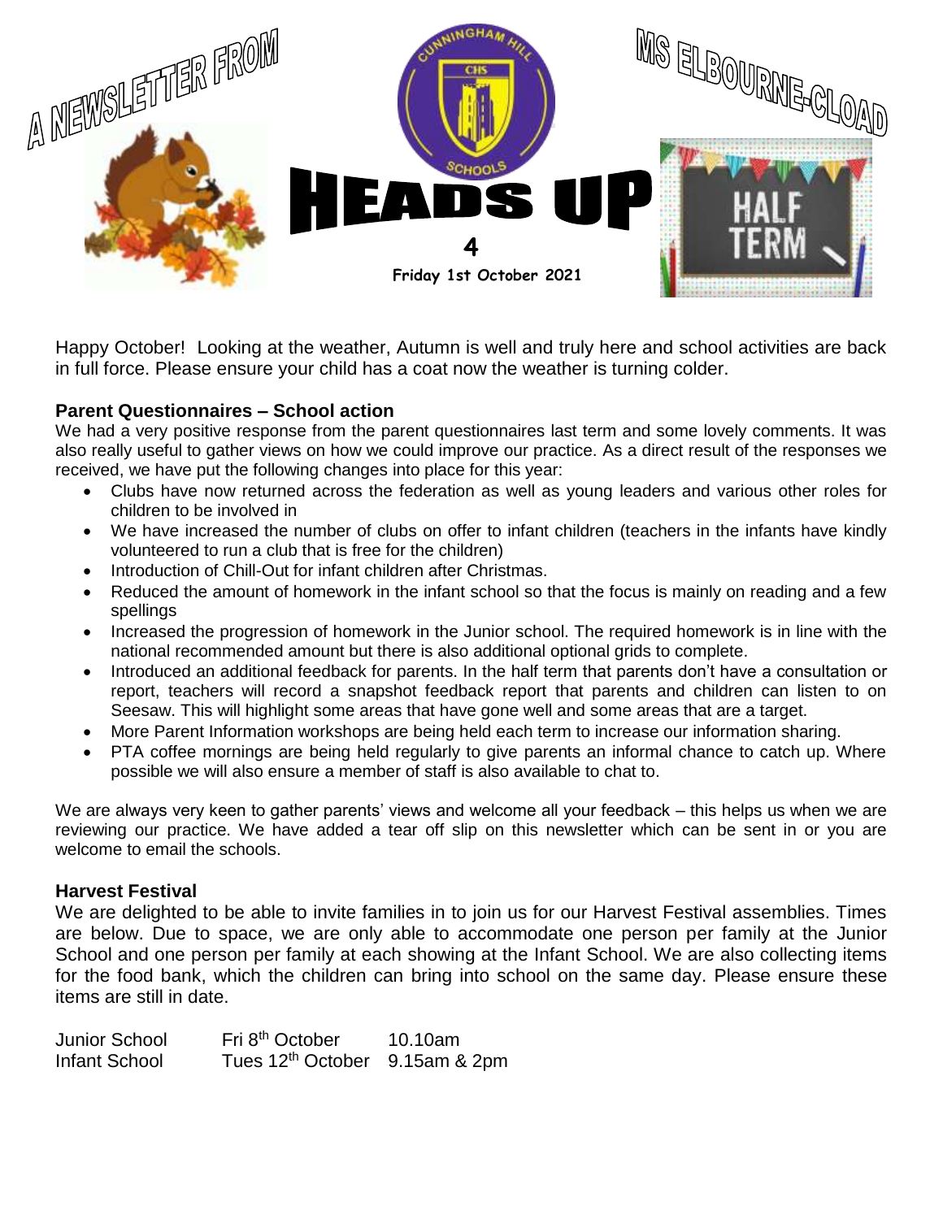A NEWSLETTER FROM MS ELBOURNE-CLOAD

# HEADS UP

**4**

**Friday 1st October 2021**

Happy October! Looking at the weather, Autumn is well and truly here and school activities are back in full force. Please ensure your child has a coat now the weather is turning colder.

### Parent Questionnaires – School action

We had a very positive response from the parent questionnaires last term and some lovely comments. It was also really useful to gather views on how we could improve our practice. As a direct result of the responses we received, we have put the following changes into place for this year:

- Clubs have now returned across the federation as well as young leaders and various other roles for children to be involved in
- We have increased the number of clubs on offer to infant children (teachers in the infants have kindly volunteered to run a club that is free for the children)
- Introduction of Chill-Out for infant children after Christmas.
- Reduced the amount of homework in the infant school so that the focus is mainly on reading and a few spellings
- Increased the progression of homework in the Junior school. The required homework is in line with the national recommended amount but there is also additional optional grids to complete.
- Introduced an additional feedback for parents. In the half term that parents don't have a consultation or report, teachers will record a snapshot feedback report that parents and children can listen to on Seesaw. This will highlight some areas that have gone well and some areas that are a target.
- More Parent Information workshops are being held each term to increase our information sharing.
- PTA coffee mornings are being held regularly to give parents an informal chance to catch up. Where possible we will also ensure a member of staff is also available to chat to.

We are always very keen to gather parents' views and welcome all your feedback – this helps us when we are reviewing our practice. We have added a tear off slip on this newsletter which can be sent in or you are welcome to email the schools.

### Harvest Festival

We are delighted to be able to invite families in to join us for our Harvest Festival assemblies. Times are below. Due to space, we are only able to accommodate one person per family at the Junior School and one person per family at each showing at the Infant School. We are also collecting items for the food bank, which the children can bring into school on the same day. Please ensure these items are still in date.

| | | |
|---|---|---|
| Junior School | Fri 8th October | 10.10am |
| Infant School | Tues 12th October | 9.15am & 2pm |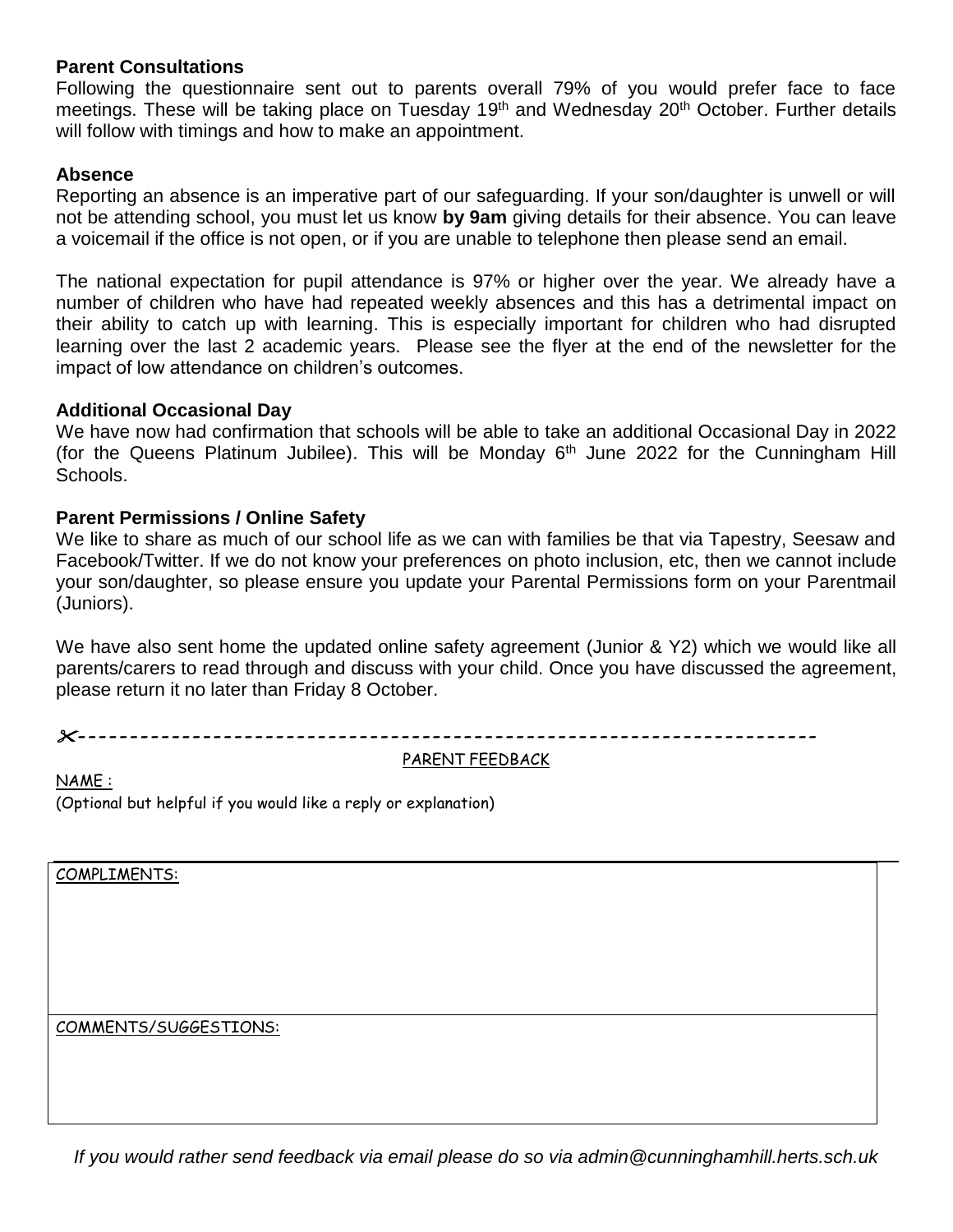**Parent Consultations**

Following the questionnaire sent out to parents overall 79% of you would prefer face to face meetings. These will be taking place on Tuesday 19th and Wednesday 20th October. Further details will follow with timings and how to make an appointment.

**Absence**

Reporting an absence is an imperative part of our safeguarding. If your son/daughter is unwell or will not be attending school, you must let us know **by 9am** giving details for their absence. You can leave a voicemail if the office is not open, or if you are unable to telephone then please send an email.

The national expectation for pupil attendance is 97% or higher over the year. We already have a number of children who have had repeated weekly absences and this has a detrimental impact on their ability to catch up with learning. This is especially important for children who had disrupted learning over the last 2 academic years. Please see the flyer at the end of the newsletter for the impact of low attendance on children's outcomes.

**Additional Occasional Day**

We have now had confirmation that schools will be able to take an additional Occasional Day in 2022 (for the Queens Platinum Jubilee). This will be Monday 6th June 2022 for the Cunningham Hill Schools.

**Parent Permissions / Online Safety**

We like to share as much of our school life as we can with families be that via Tapestry, Seesaw and Facebook/Twitter. If we do not know your preferences on photo inclusion, etc, then we cannot include your son/daughter, so please ensure you update your Parental Permissions form on your Parentmail (Juniors).

We have also sent home the updated online safety agreement (Junior & Y2) which we would like all parents/carers to read through and discuss with your child. Once you have discussed the agreement, please return it no later than Friday 8 October.

✂-----------------------------------------------------------------------

PARENT FEEDBACK

NAME :

(Optional but helpful if you would like a reply or explanation)

| COMPLIMENTS: |
|---|
| |
| COMMENTS/SUGGESTIONS: |
| |

*If you would rather send feedback via email please do so via admin@cunninghamhill.herts.sch.uk*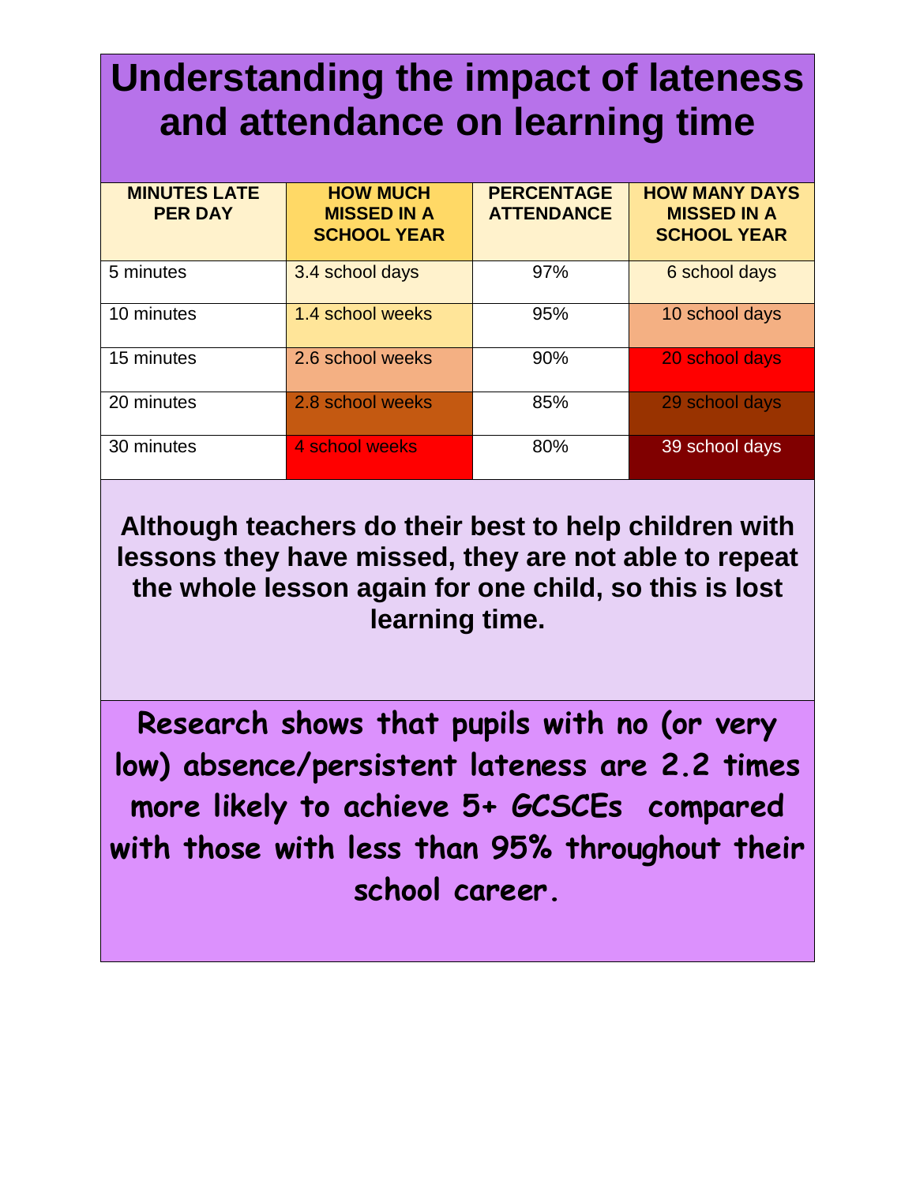# Understanding the impact of lateness and attendance on learning time

| MINUTES LATE PER DAY | HOW MUCH MISSED IN A SCHOOL YEAR | PERCENTAGE ATTENDANCE | HOW MANY DAYS MISSED IN A SCHOOL YEAR |
|---|---|---|---|
| 5 minutes | 3.4 school days | 97% | 6 school days |
| 10 minutes | 1.4 school weeks | 95% | 10 school days |
| 15 minutes | 2.6 school weeks | 90% | 20 school days |
| 20 minutes | 2.8 school weeks | 85% | 29 school days |
| 30 minutes | 4 school weeks | 80% | 39 school days |

**Although teachers do their best to help children with lessons they have missed, they are not able to repeat the whole lesson again for one child, so this is lost learning time.**

**Research shows that pupils with no (or very low) absence/persistent lateness are 2.2 times more likely to achieve 5+ GCSCEs compared with those with less than 95% throughout their school career.**